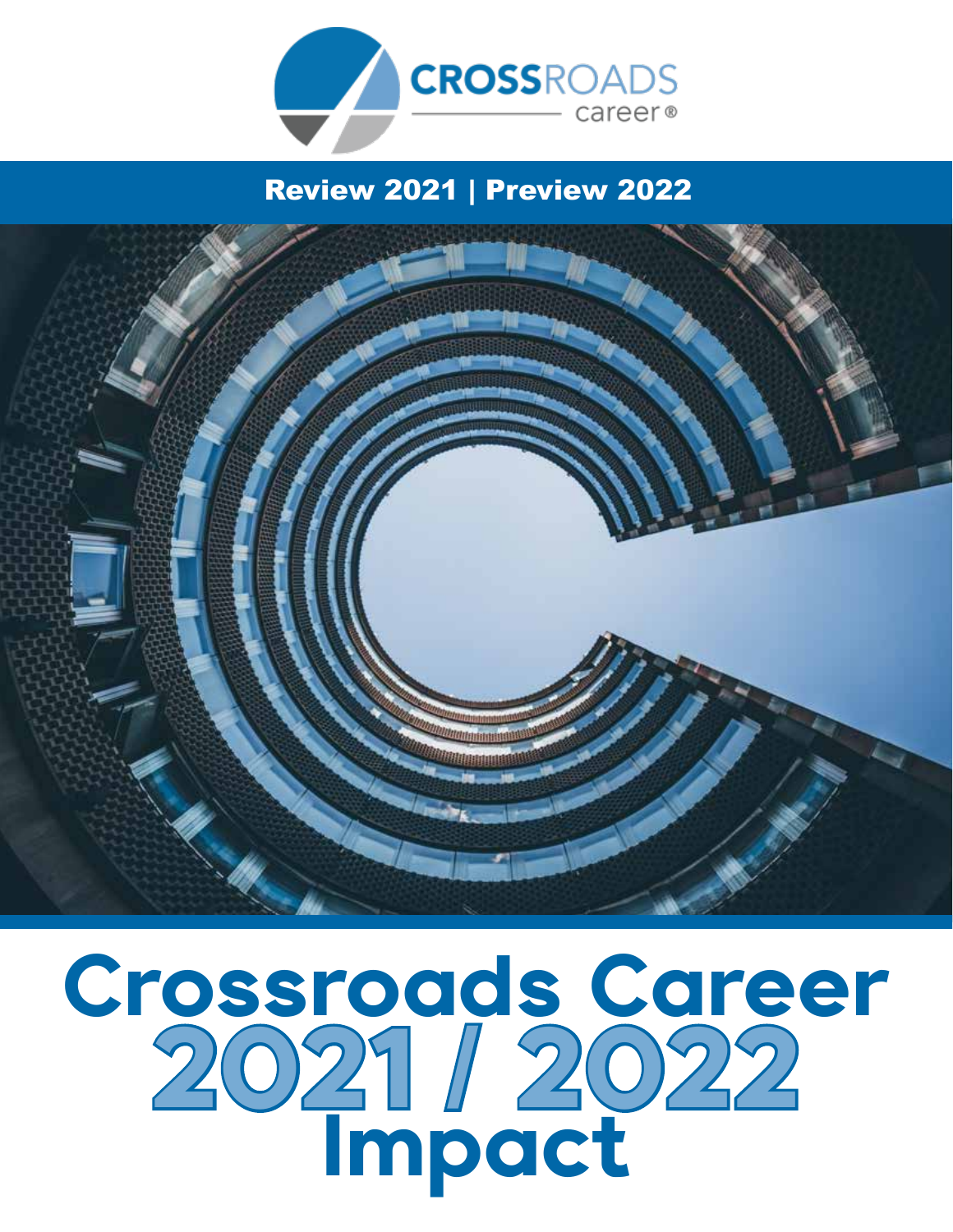CROSSROADS career®

**Review 2021 | Preview 2022**

# Crossroads Career 2021 / 2022 Impact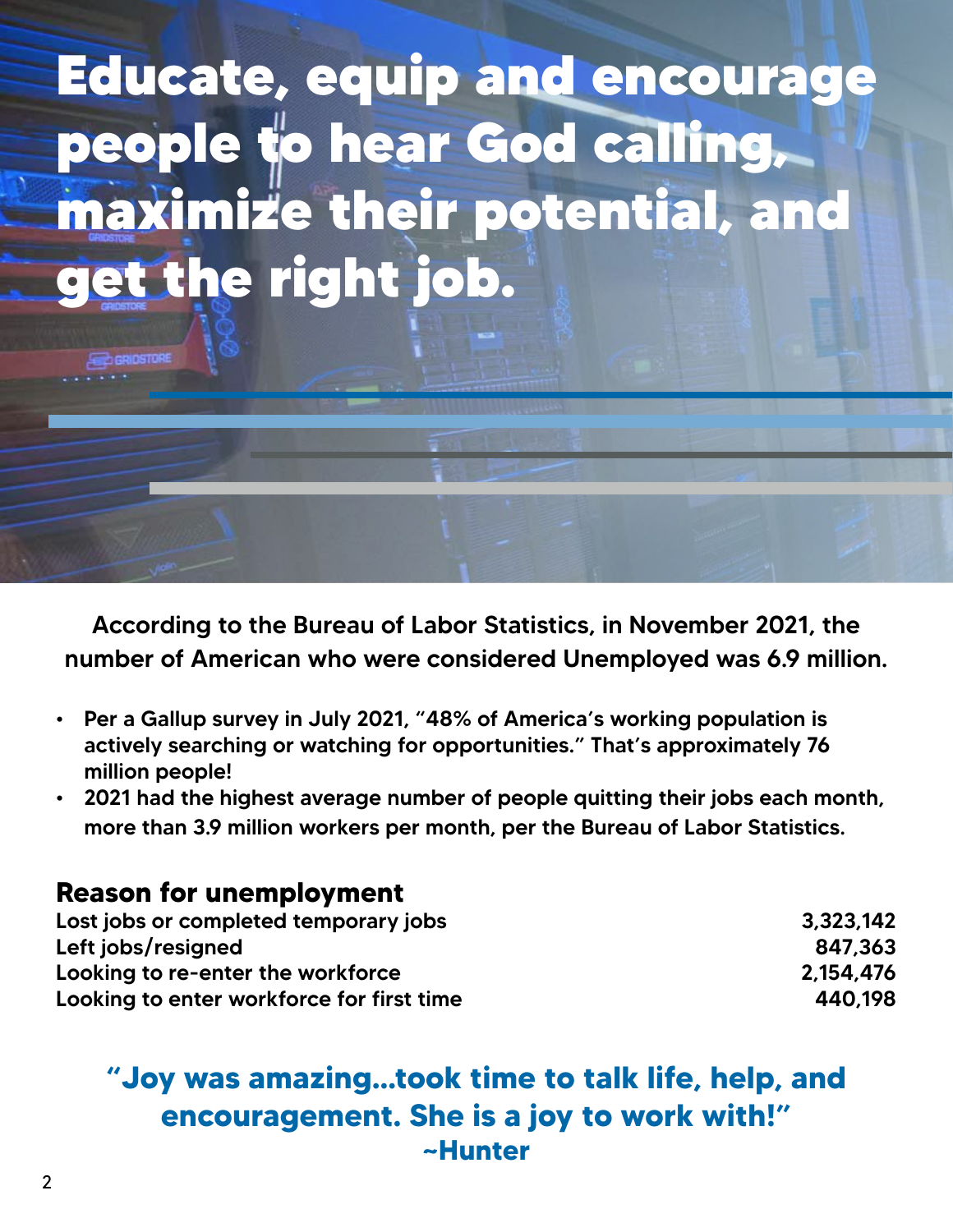# Educate, equip and encourage people to hear God calling, maximize their potential, and get the right job.

**According to the Bureau of Labor Statistics, in November 2021, the number of American who were considered Unemployed was 6.9 million.**

- **Per a Gallup survey in July 2021, "48% of America's working population is actively searching or watching for opportunities." That's approximately 76 million people!**
- **2021 had the highest average number of people quitting their jobs each month, more than 3.9 million workers per month, per the Bureau of Labor Statistics.**

## Reason for unemployment

| | |
|---|---|
| Lost jobs or completed temporary jobs | 3,323,142 |
| Left jobs/resigned | 847,363 |
| Looking to re-enter the workforce | 2,154,476 |
| Looking to enter workforce for first time | 440,198 |

**"Joy was amazing...took time to talk life, help, and encouragement. She is a joy to work with!"**
**~Hunter**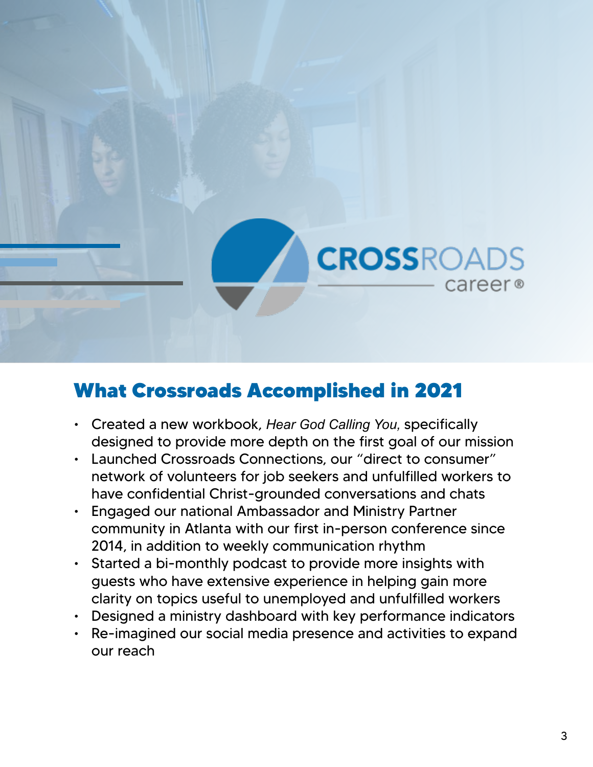## What Crossroads Accomplished in 2021

- Created a new workbook, *Hear God Calling You*, specifically designed to provide more depth on the first goal of our mission
- Launched Crossroads Connections, our "direct to consumer" network of volunteers for job seekers and unfulfilled workers to have confidential Christ-grounded conversations and chats
- Engaged our national Ambassador and Ministry Partner community in Atlanta with our first in-person conference since 2014, in addition to weekly communication rhythm
- Started a bi-monthly podcast to provide more insights with guests who have extensive experience in helping gain more clarity on topics useful to unemployed and unfulfilled workers
- Designed a ministry dashboard with key performance indicators
- Re-imagined our social media presence and activities to expand our reach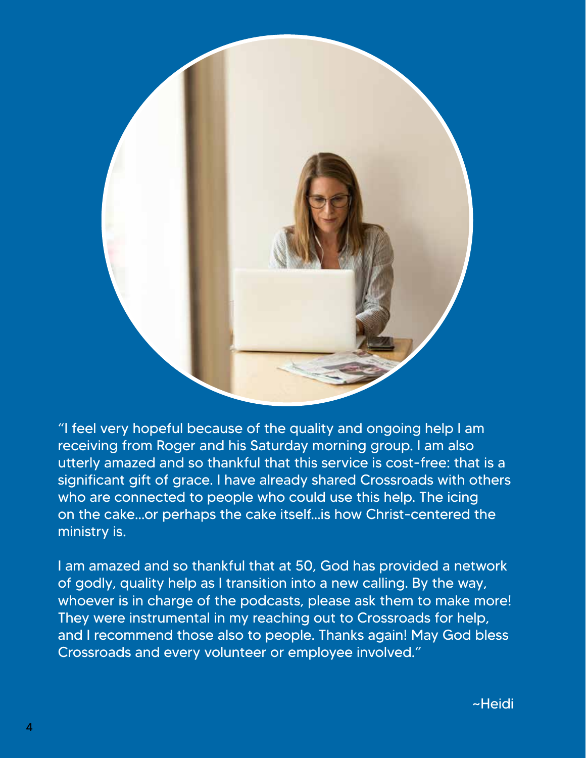"I feel very hopeful because of the quality and ongoing help I am receiving from Roger and his Saturday morning group. I am also utterly amazed and so thankful that this service is cost-free: that is a significant gift of grace. I have already shared Crossroads with others who are connected to people who could use this help. The icing on the cake...or perhaps the cake itself...is how Christ-centered the ministry is.

I am amazed and so thankful that at 50, God has provided a network of godly, quality help as I transition into a new calling. By the way, whoever is in charge of the podcasts, please ask them to make more! They were instrumental in my reaching out to Crossroads for help, and I recommend those also to people. Thanks again! May God bless Crossroads and every volunteer or employee involved."

~Heidi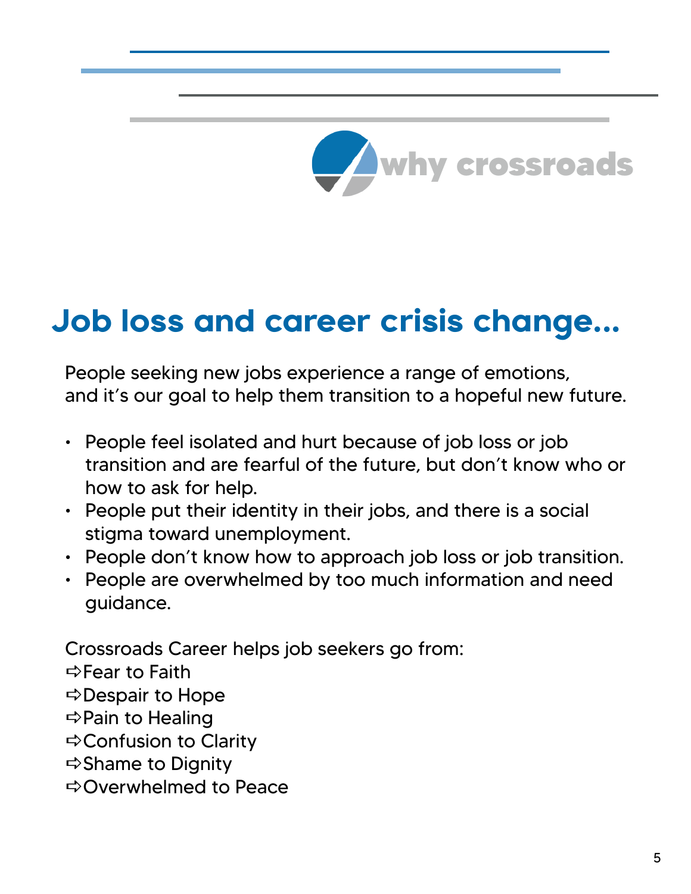why crossroads

# Job loss and career crisis change...

People seeking new jobs experience a range of emotions, and it's our goal to help them transition to a hopeful new future.

- People feel isolated and hurt because of job loss or job transition and are fearful of the future, but don't know who or how to ask for help.
- People put their identity in their jobs, and there is a social stigma toward unemployment.
- People don't know how to approach job loss or job transition.
- People are overwhelmed by too much information and need guidance.

Crossroads Career helps job seekers go from:

⇨Fear to Faith
⇨Despair to Hope
⇨Pain to Healing
⇨Confusion to Clarity
⇨Shame to Dignity
⇨Overwhelmed to Peace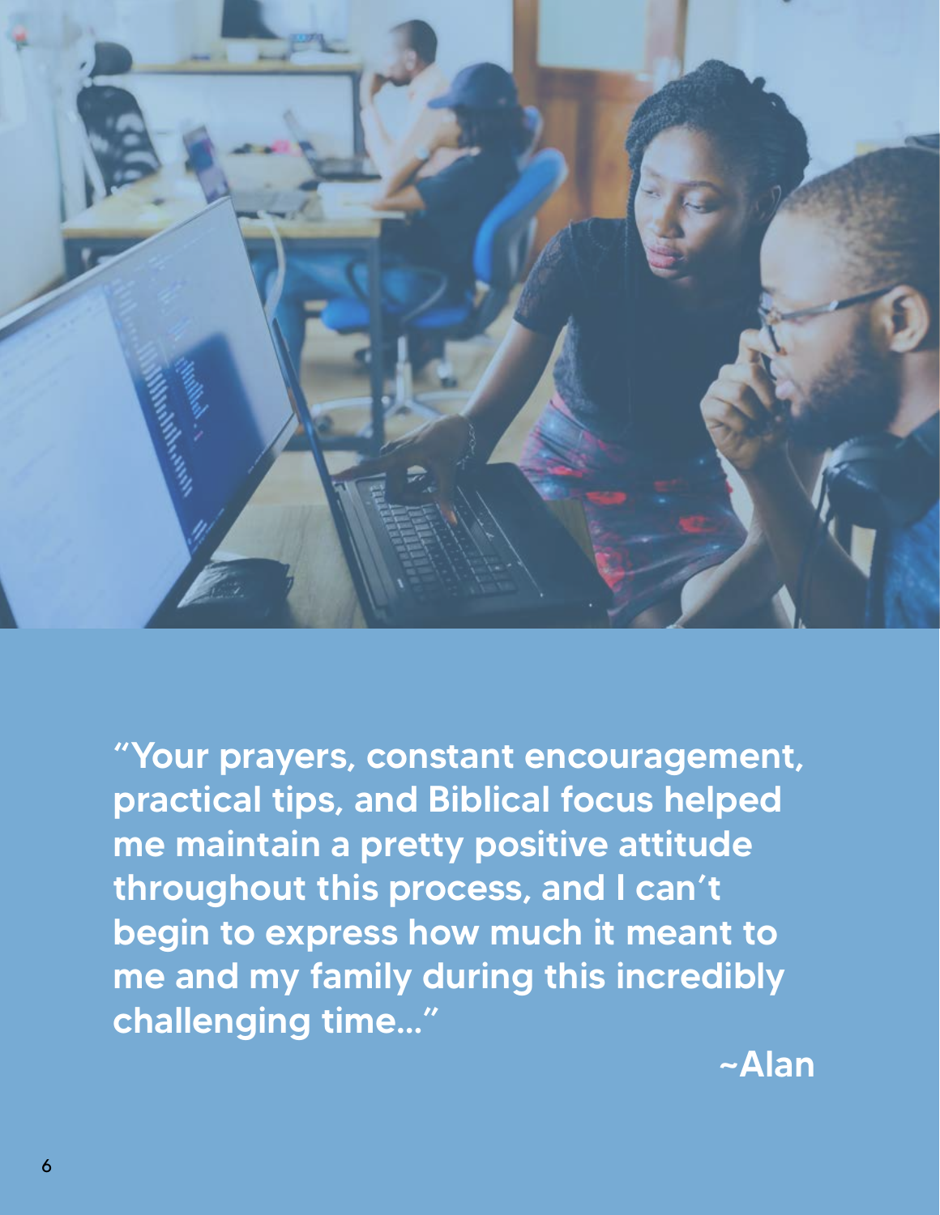**"Your prayers, constant encouragement, practical tips, and Biblical focus helped me maintain a pretty positive attitude throughout this process, and I can't begin to express how much it meant to me and my family during this incredibly challenging time..."**

**~Alan**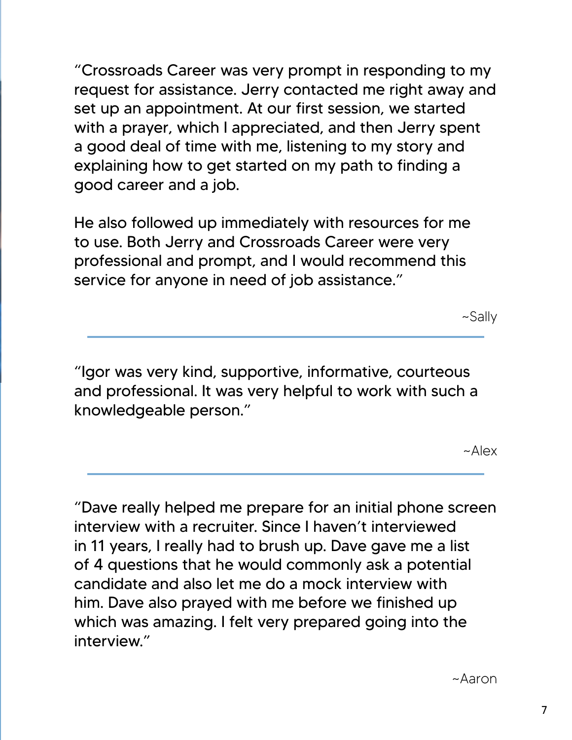"Crossroads Career was very prompt in responding to my request for assistance. Jerry contacted me right away and set up an appointment. At our first session, we started with a prayer, which I appreciated, and then Jerry spent a good deal of time with me, listening to my story and explaining how to get started on my path to finding a good career and a job.

He also followed up immediately with resources for me to use. Both Jerry and Crossroads Career were very professional and prompt, and I would recommend this service for anyone in need of job assistance."

~Sally

---

"Igor was very kind, supportive, informative, courteous and professional. It was very helpful to work with such a knowledgeable person."

~Alex

---

"Dave really helped me prepare for an initial phone screen interview with a recruiter. Since I haven't interviewed in 11 years, I really had to brush up. Dave gave me a list of 4 questions that he would commonly ask a potential candidate and also let me do a mock interview with him. Dave also prayed with me before we finished up which was amazing. I felt very prepared going into the interview."

~Aaron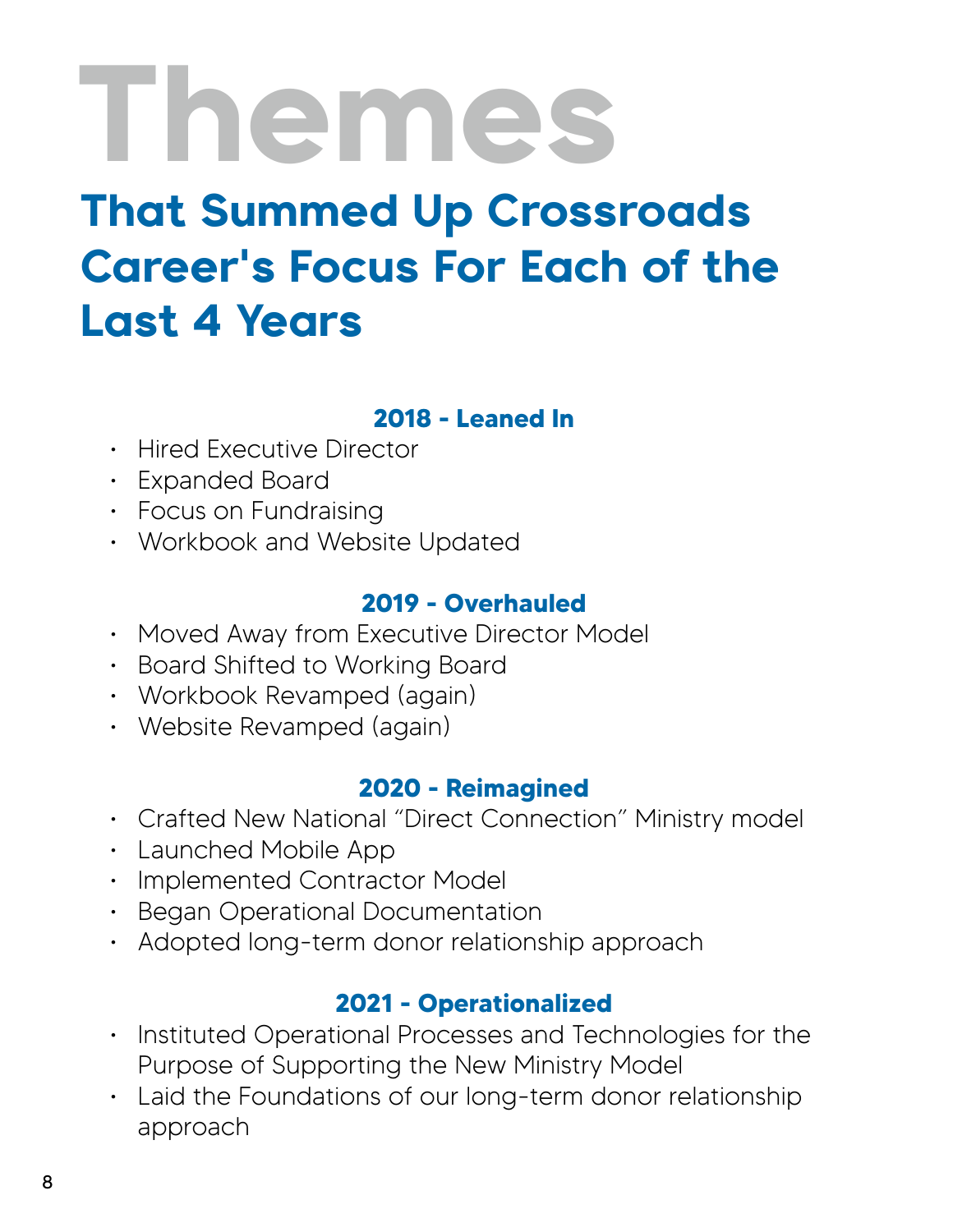# Themes

## That Summed Up Crossroads Career's Focus For Each of the Last 4 Years

### 2018 - Leaned In

- Hired Executive Director
- Expanded Board
- Focus on Fundraising
- Workbook and Website Updated

### 2019 - Overhauled

- Moved Away from Executive Director Model
- Board Shifted to Working Board
- Workbook Revamped (again)
- Website Revamped (again)

### 2020 - Reimagined

- Crafted New National "Direct Connection" Ministry model
- Launched Mobile App
- Implemented Contractor Model
- Began Operational Documentation
- Adopted long-term donor relationship approach

### 2021 - Operationalized

- Instituted Operational Processes and Technologies for the Purpose of Supporting the New Ministry Model
- Laid the Foundations of our long-term donor relationship approach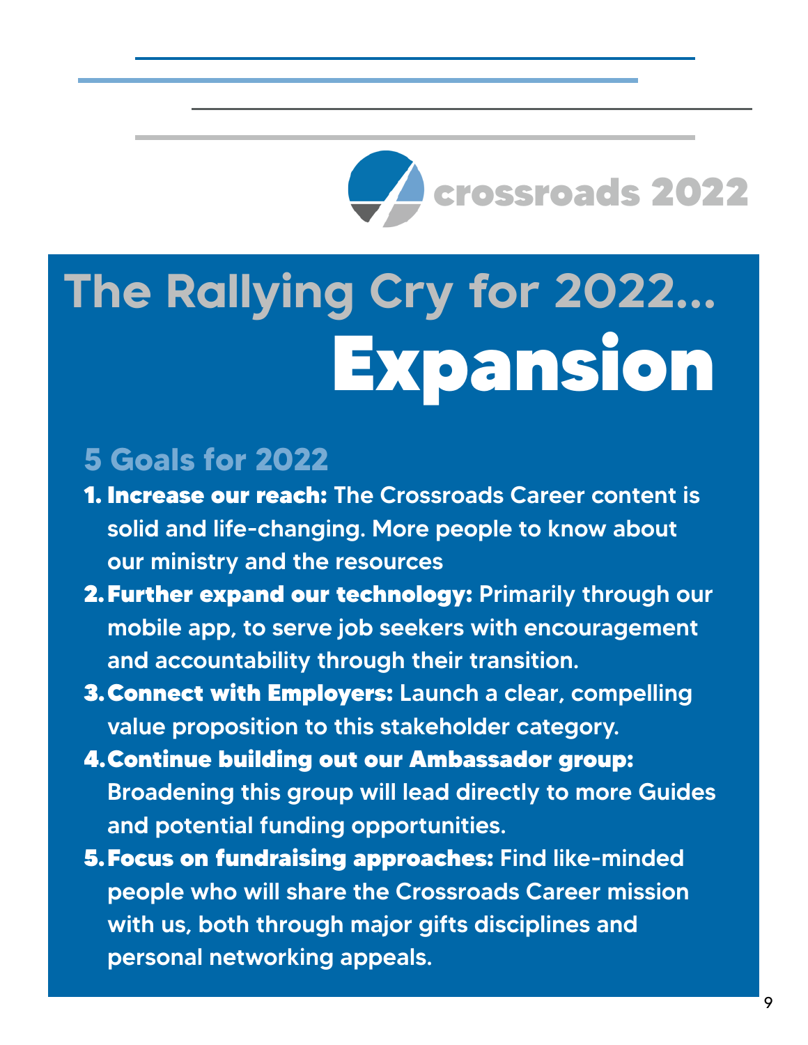crossroads 2022

# The Rallying Cry for 2022... Expansion

## 5 Goals for 2022

1. **Increase our reach:** The Crossroads Career content is solid and life-changing. More people to know about our ministry and the resources
2. **Further expand our technology:** Primarily through our mobile app, to serve job seekers with encouragement and accountability through their transition.
3. **Connect with Employers:** Launch a clear, compelling value proposition to this stakeholder category.
4. **Continue building out our Ambassador group:** Broadening this group will lead directly to more Guides and potential funding opportunities.
5. **Focus on fundraising approaches:** Find like-minded people who will share the Crossroads Career mission with us, both through major gifts disciplines and personal networking appeals.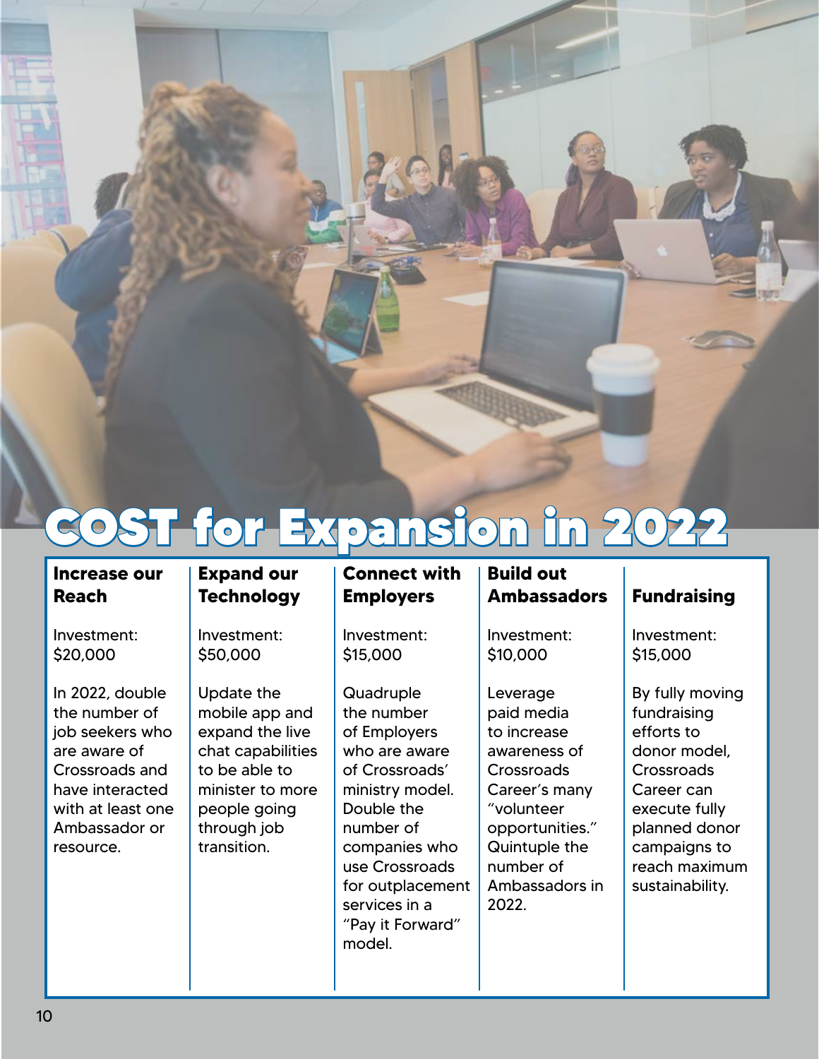# COST for Expansion in 2022

| Increase our Reach | Expand our Technology | Connect with Employers | Build out Ambassadors | Fundraising |
|---|---|---|---|---|
| Investment: $20,000 | Investment: $50,000 | Investment: $15,000 | Investment: $10,000 | Investment: $15,000 |
| In 2022, double the number of job seekers who are aware of Crossroads and have interacted with at least one Ambassador or resource. | Update the mobile app and expand the live chat capabilities to be able to minister to more people going through job transition. | Quadruple the number of Employers who are aware of Crossroads' ministry model. Double the number of companies who use Crossroads for outplacement services in a "Pay it Forward" model. | Leverage paid media to increase awareness of Crossroads Career's many "volunteer opportunities." Quintuple the number of Ambassadors in 2022. | By fully moving fundraising efforts to donor model, Crossroads Career can execute fully planned donor campaigns to reach maximum sustainability. |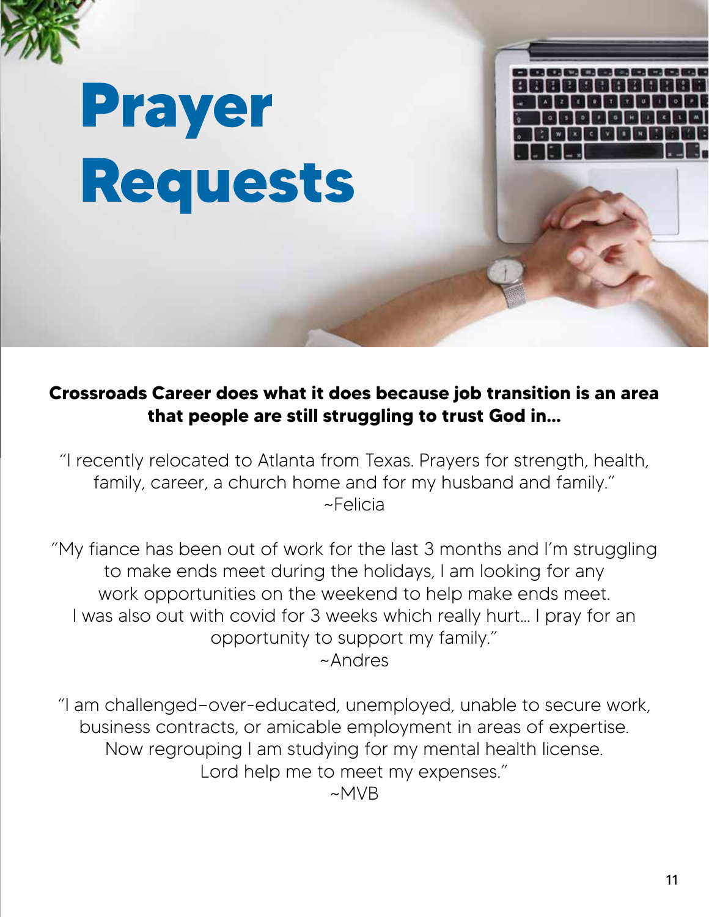# Prayer Requests

**Crossroads Career does what it does because job transition is an area that people are still struggling to trust God in...**

"I recently relocated to Atlanta from Texas. Prayers for strength, health, family, career, a church home and for my husband and family."
~Felicia

"My fiance has been out of work for the last 3 months and I'm struggling to make ends meet during the holidays, I am looking for any work opportunities on the weekend to help make ends meet. I was also out with covid for 3 weeks which really hurt... I pray for an opportunity to support my family."
~Andres

"I am challenged–over-educated, unemployed, unable to secure work, business contracts, or amicable employment in areas of expertise. Now regrouping I am studying for my mental health license. Lord help me to meet my expenses."
~MVB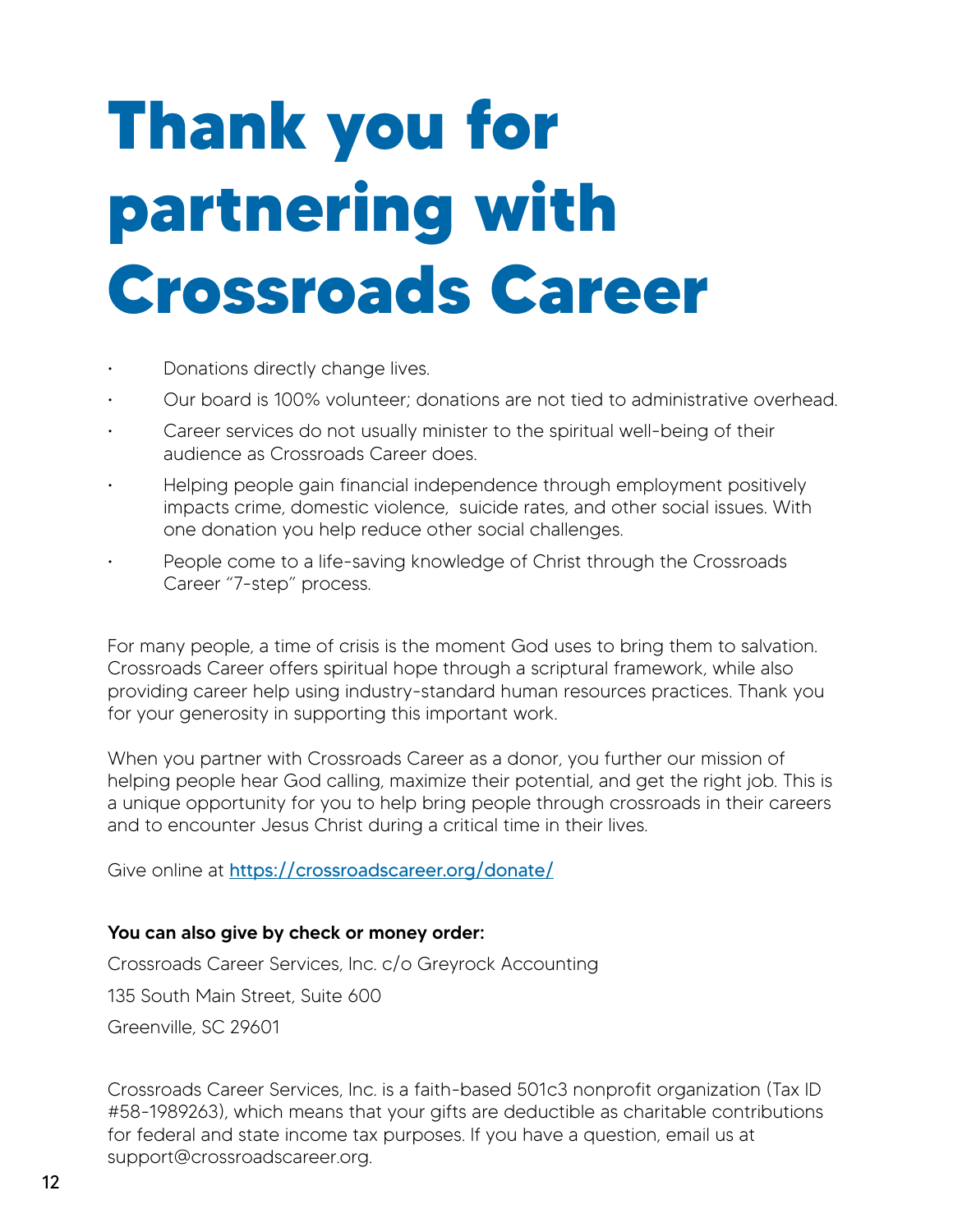# Thank you for partnering with Crossroads Career

- Donations directly change lives.
- Our board is 100% volunteer; donations are not tied to administrative overhead.
- Career services do not usually minister to the spiritual well-being of their audience as Crossroads Career does.
- Helping people gain financial independence through employment positively impacts crime, domestic violence, suicide rates, and other social issues. With one donation you help reduce other social challenges.
- People come to a life-saving knowledge of Christ through the Crossroads Career "7-step" process.

For many people, a time of crisis is the moment God uses to bring them to salvation. Crossroads Career offers spiritual hope through a scriptural framework, while also providing career help using industry-standard human resources practices. Thank you for your generosity in supporting this important work.

When you partner with Crossroads Career as a donor, you further our mission of helping people hear God calling, maximize their potential, and get the right job. This is a unique opportunity for you to help bring people through crossroads in their careers and to encounter Jesus Christ during a critical time in their lives.

Give online at [https://crossroadscareer.org/donate/](https://crossroadscareer.org/donate/)

**You can also give by check or money order:**

Crossroads Career Services, Inc. c/o Greyrock Accounting

135 South Main Street, Suite 600

Greenville, SC 29601

Crossroads Career Services, Inc. is a faith-based 501c3 nonprofit organization (Tax ID #58-1989263), which means that your gifts are deductible as charitable contributions for federal and state income tax purposes. If you have a question, email us at support@crossroadscareer.org.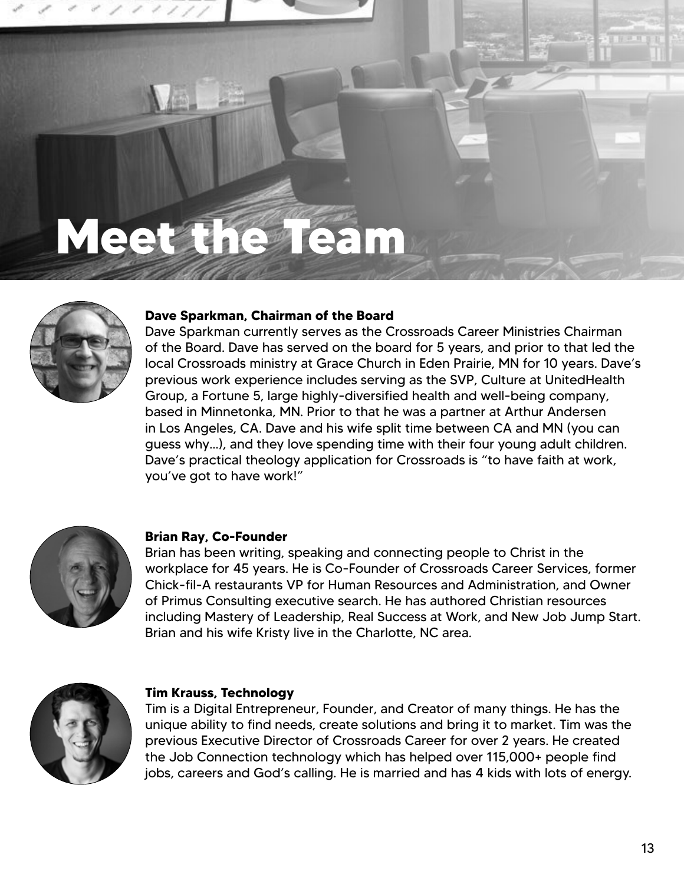# Meet the Team

### Dave Sparkman, Chairman of the Board

Dave Sparkman currently serves as the Crossroads Career Ministries Chairman of the Board. Dave has served on the board for 5 years, and prior to that led the local Crossroads ministry at Grace Church in Eden Prairie, MN for 10 years. Dave's previous work experience includes serving as the SVP, Culture at UnitedHealth Group, a Fortune 5, large highly-diversified health and well-being company, based in Minnetonka, MN. Prior to that he was a partner at Arthur Andersen in Los Angeles, CA. Dave and his wife split time between CA and MN (you can guess why...), and they love spending time with their four young adult children. Dave's practical theology application for Crossroads is "to have faith at work, you've got to have work!"

### Brian Ray, Co-Founder

Brian has been writing, speaking and connecting people to Christ in the workplace for 45 years. He is Co-Founder of Crossroads Career Services, former Chick-fil-A restaurants VP for Human Resources and Administration, and Owner of Primus Consulting executive search. He has authored Christian resources including Mastery of Leadership, Real Success at Work, and New Job Jump Start. Brian and his wife Kristy live in the Charlotte, NC area.

### Tim Krauss, Technology

Tim is a Digital Entrepreneur, Founder, and Creator of many things. He has the unique ability to find needs, create solutions and bring it to market. Tim was the previous Executive Director of Crossroads Career for over 2 years. He created the Job Connection technology which has helped over 115,000+ people find jobs, careers and God's calling. He is married and has 4 kids with lots of energy.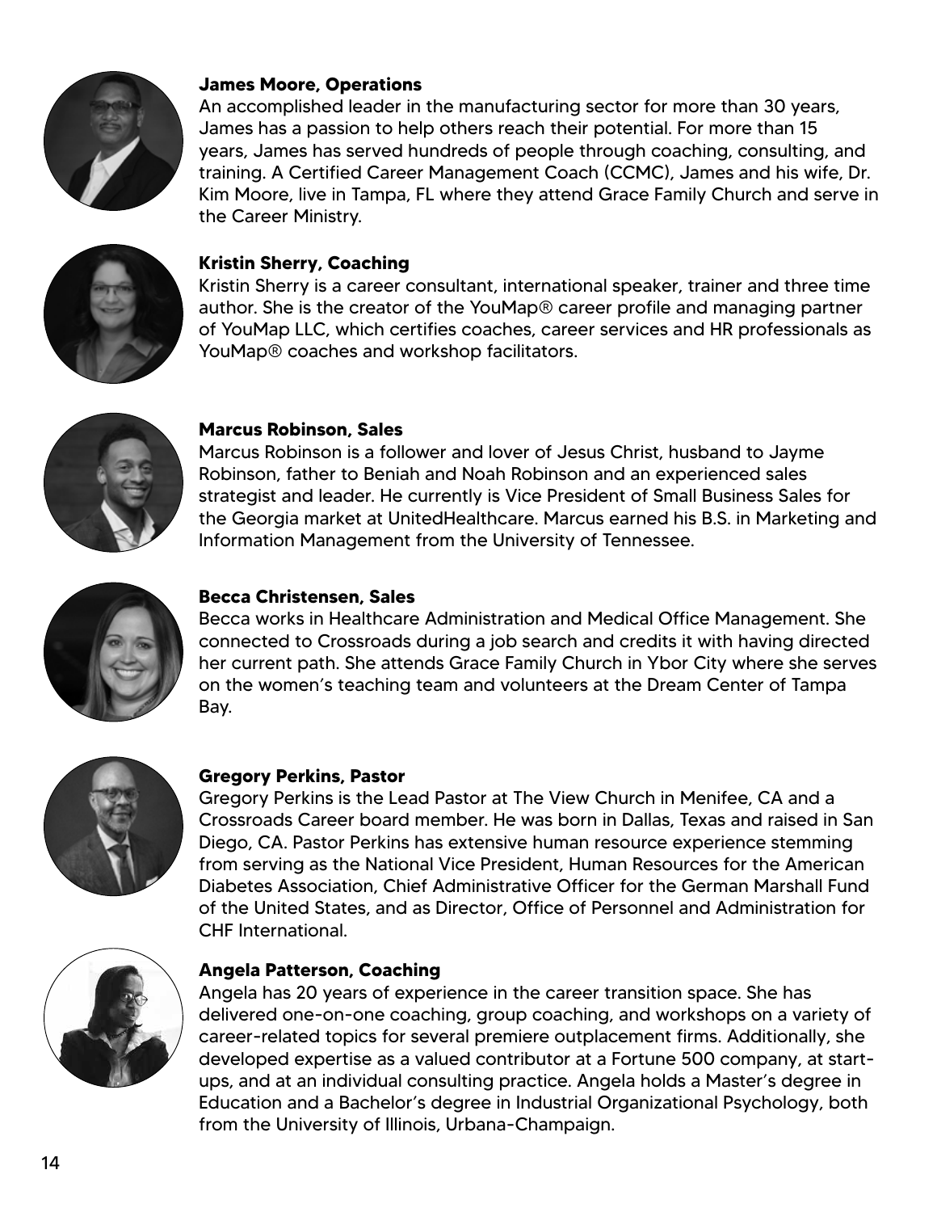**James Moore, Operations**

An accomplished leader in the manufacturing sector for more than 30 years, James has a passion to help others reach their potential. For more than 15 years, James has served hundreds of people through coaching, consulting, and training. A Certified Career Management Coach (CCMC), James and his wife, Dr. Kim Moore, live in Tampa, FL where they attend Grace Family Church and serve in the Career Ministry.

**Kristin Sherry, Coaching**

Kristin Sherry is a career consultant, international speaker, trainer and three time author. She is the creator of the YouMap® career profile and managing partner of YouMap LLC, which certifies coaches, career services and HR professionals as YouMap® coaches and workshop facilitators.

**Marcus Robinson, Sales**

Marcus Robinson is a follower and lover of Jesus Christ, husband to Jayme Robinson, father to Beniah and Noah Robinson and an experienced sales strategist and leader. He currently is Vice President of Small Business Sales for the Georgia market at UnitedHealthcare. Marcus earned his B.S. in Marketing and Information Management from the University of Tennessee.

**Becca Christensen, Sales**

Becca works in Healthcare Administration and Medical Office Management. She connected to Crossroads during a job search and credits it with having directed her current path. She attends Grace Family Church in Ybor City where she serves on the women's teaching team and volunteers at the Dream Center of Tampa Bay.

**Gregory Perkins, Pastor**

Gregory Perkins is the Lead Pastor at The View Church in Menifee, CA and a Crossroads Career board member. He was born in Dallas, Texas and raised in San Diego, CA. Pastor Perkins has extensive human resource experience stemming from serving as the National Vice President, Human Resources for the American Diabetes Association, Chief Administrative Officer for the German Marshall Fund of the United States, and as Director, Office of Personnel and Administration for CHF International.

**Angela Patterson, Coaching**

Angela has 20 years of experience in the career transition space. She has delivered one-on-one coaching, group coaching, and workshops on a variety of career-related topics for several premiere outplacement firms. Additionally, she developed expertise as a valued contributor at a Fortune 500 company, at start-ups, and at an individual consulting practice. Angela holds a Master's degree in Education and a Bachelor's degree in Industrial Organizational Psychology, both from the University of Illinois, Urbana-Champaign.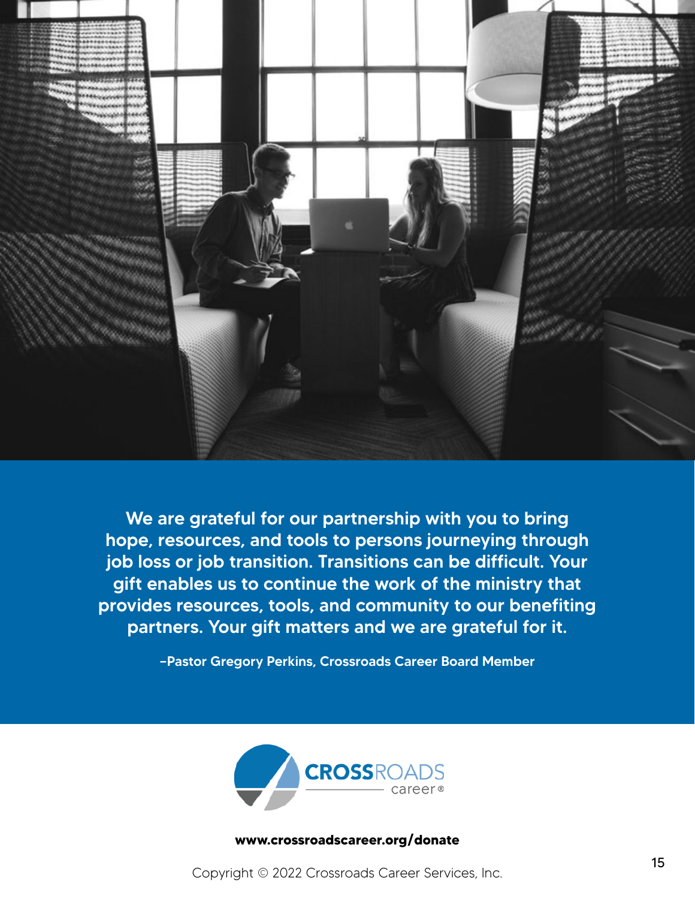**We are grateful for our partnership with you to bring hope, resources, and tools to persons journeying through job loss or job transition. Transitions can be difficult. Your gift enables us to continue the work of the ministry that provides resources, tools, and community to our benefiting partners. Your gift matters and we are grateful for it.**

**–Pastor Gregory Perkins, Crossroads Career Board Member**

**CROSSROADS career®**

**www.crossroadscareer.org/donate**

Copyright © 2022 Crossroads Career Services, Inc.